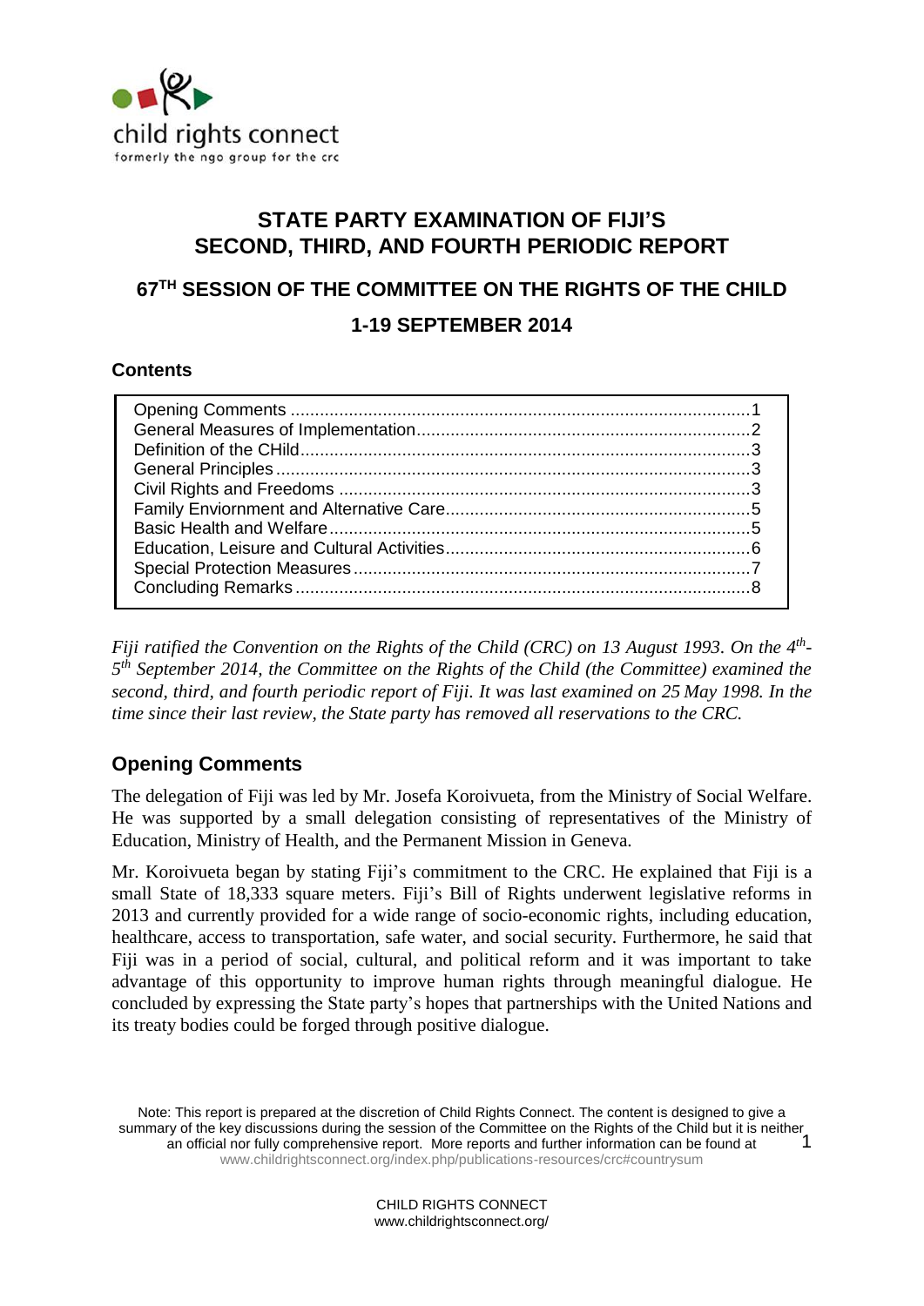child rights connect
formerly the ngo group for the crc

# STATE PARTY EXAMINATION OF FIJI'S SECOND, THIRD, AND FOURTH PERIODIC REPORT

## 67TH SESSION OF THE COMMITTEE ON THE RIGHTS OF THE CHILD

## 1-19 SEPTEMBER 2014

**Contents**

| | |
|---|---|
| Opening Comments | 1 |
| General Measures of Implementation | 2 |
| Definition of the CHild | 3 |
| General Principles | 3 |
| Civil Rights and Freedoms | 3 |
| Family Enviornment and Alternative Care | 5 |
| Basic Health and Welfare | 5 |
| Education, Leisure and Cultural Activities | 6 |
| Special Protection Measures | 7 |
| Concluding Remarks | 8 |

*Fiji ratified the Convention on the Rights of the Child (CRC) on 13 August 1993. On the 4th-5th September 2014, the Committee on the Rights of the Child (the Committee) examined the second, third, and fourth periodic report of Fiji. It was last examined on 25 May 1998. In the time since their last review, the State party has removed all reservations to the CRC.*

## Opening Comments

The delegation of Fiji was led by Mr. Josefa Koroivueta, from the Ministry of Social Welfare. He was supported by a small delegation consisting of representatives of the Ministry of Education, Ministry of Health, and the Permanent Mission in Geneva.

Mr. Koroivueta began by stating Fiji's commitment to the CRC. He explained that Fiji is a small State of 18,333 square meters. Fiji's Bill of Rights underwent legislative reforms in 2013 and currently provided for a wide range of socio-economic rights, including education, healthcare, access to transportation, safe water, and social security. Furthermore, he said that Fiji was in a period of social, cultural, and political reform and it was important to take advantage of this opportunity to improve human rights through meaningful dialogue. He concluded by expressing the State party's hopes that partnerships with the United Nations and its treaty bodies could be forged through positive dialogue.

Note: This report is prepared at the discretion of Child Rights Connect. The content is designed to give a summary of the key discussions during the session of the Committee on the Rights of the Child but it is neither an official nor fully comprehensive report. More reports and further information can be found at www.childrightsconnect.org/index.php/publications-resources/crc#countrysum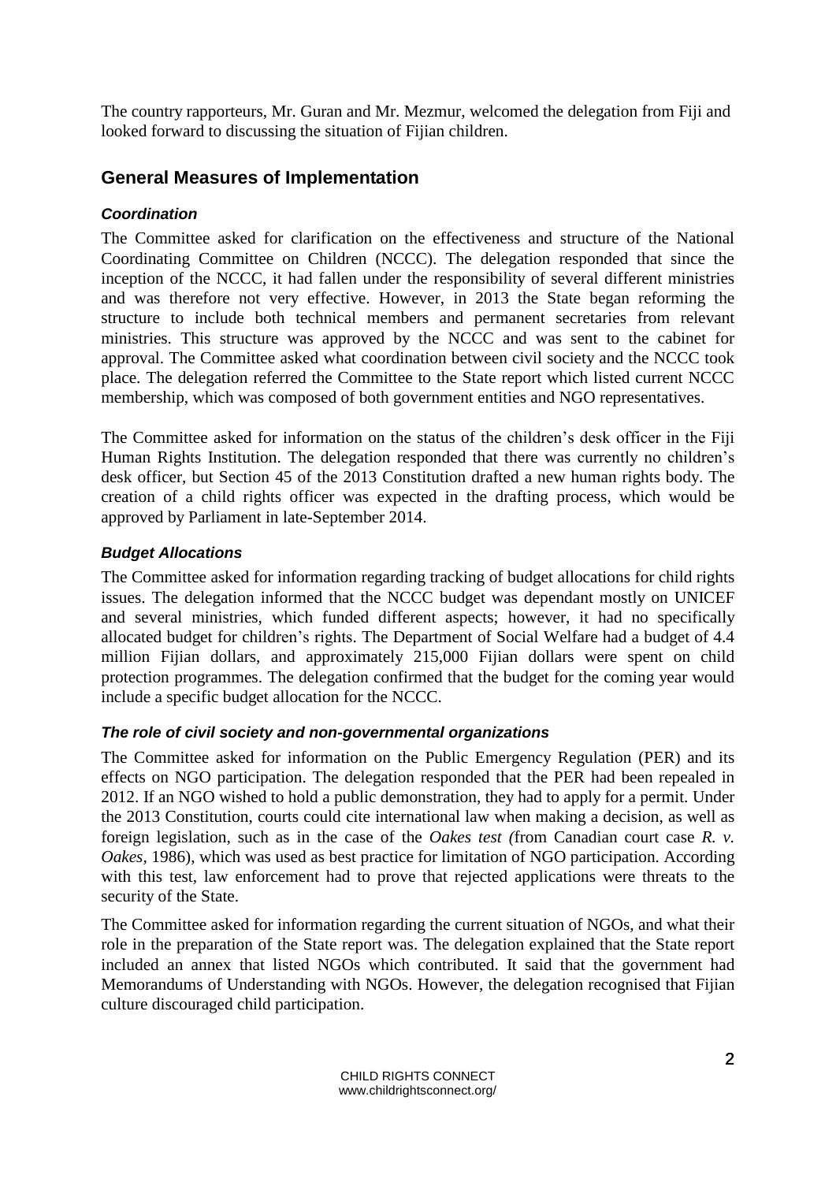The country rapporteurs, Mr. Guran and Mr. Mezmur, welcomed the delegation from Fiji and looked forward to discussing the situation of Fijian children.

## General Measures of Implementation

### *Coordination*

The Committee asked for clarification on the effectiveness and structure of the National Coordinating Committee on Children (NCCC). The delegation responded that since the inception of the NCCC, it had fallen under the responsibility of several different ministries and was therefore not very effective. However, in 2013 the State began reforming the structure to include both technical members and permanent secretaries from relevant ministries. This structure was approved by the NCCC and was sent to the cabinet for approval. The Committee asked what coordination between civil society and the NCCC took place. The delegation referred the Committee to the State report which listed current NCCC membership, which was composed of both government entities and NGO representatives.

The Committee asked for information on the status of the children's desk officer in the Fiji Human Rights Institution. The delegation responded that there was currently no children's desk officer, but Section 45 of the 2013 Constitution drafted a new human rights body. The creation of a child rights officer was expected in the drafting process, which would be approved by Parliament in late-September 2014.

### *Budget Allocations*

The Committee asked for information regarding tracking of budget allocations for child rights issues. The delegation informed that the NCCC budget was dependant mostly on UNICEF and several ministries, which funded different aspects; however, it had no specifically allocated budget for children's rights. The Department of Social Welfare had a budget of 4.4 million Fijian dollars, and approximately 215,000 Fijian dollars were spent on child protection programmes. The delegation confirmed that the budget for the coming year would include a specific budget allocation for the NCCC.

### *The role of civil society and non-governmental organizations*

The Committee asked for information on the Public Emergency Regulation (PER) and its effects on NGO participation. The delegation responded that the PER had been repealed in 2012. If an NGO wished to hold a public demonstration, they had to apply for a permit. Under the 2013 Constitution, courts could cite international law when making a decision, as well as foreign legislation, such as in the case of the *Oakes test (*from Canadian court case *R. v. Oakes*, 1986), which was used as best practice for limitation of NGO participation. According with this test, law enforcement had to prove that rejected applications were threats to the security of the State.

The Committee asked for information regarding the current situation of NGOs, and what their role in the preparation of the State report was. The delegation explained that the State report included an annex that listed NGOs which contributed. It said that the government had Memorandums of Understanding with NGOs. However, the delegation recognised that Fijian culture discouraged child participation.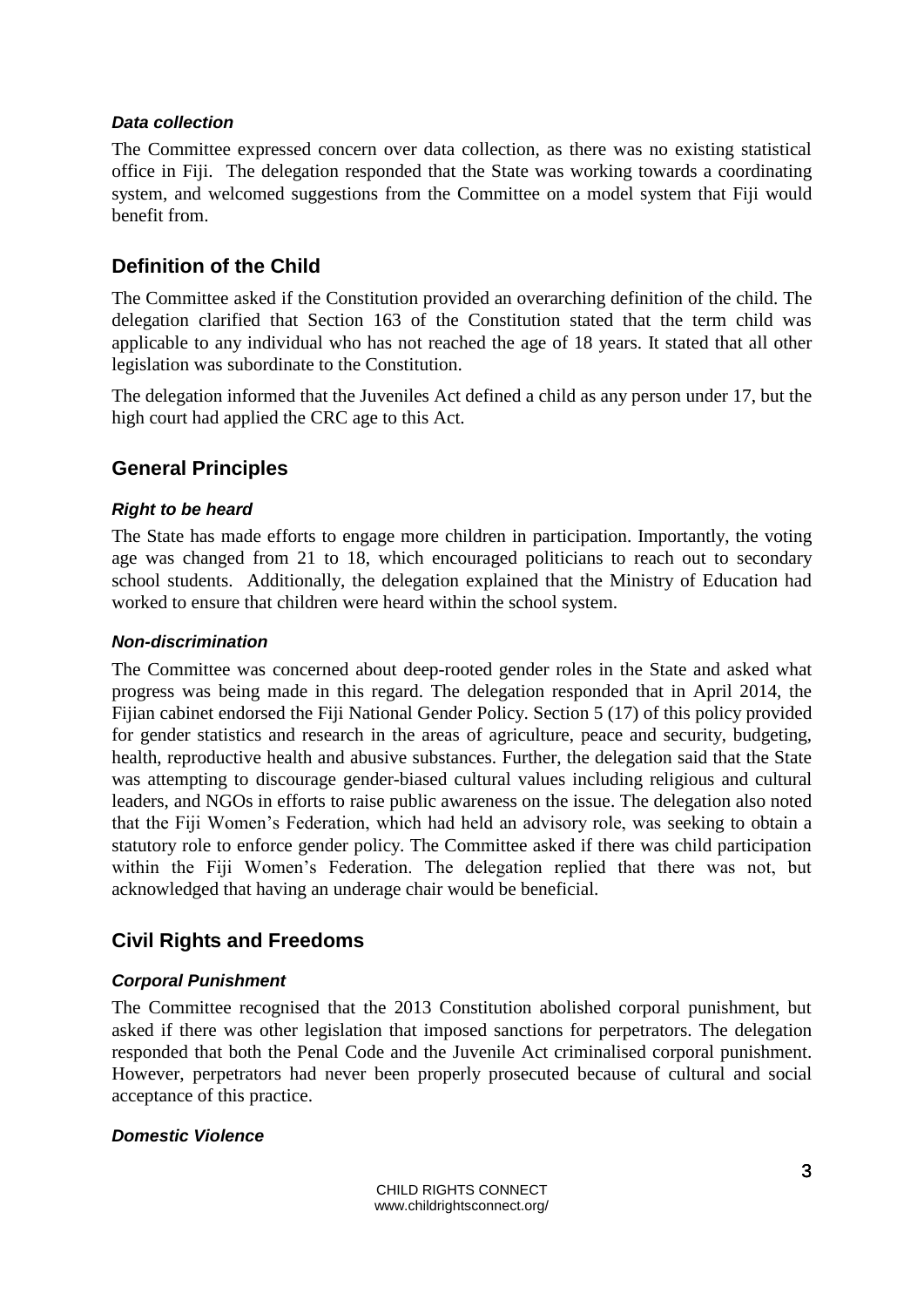### *Data collection*

The Committee expressed concern over data collection, as there was no existing statistical office in Fiji. The delegation responded that the State was working towards a coordinating system, and welcomed suggestions from the Committee on a model system that Fiji would benefit from.

## Definition of the Child

The Committee asked if the Constitution provided an overarching definition of the child. The delegation clarified that Section 163 of the Constitution stated that the term child was applicable to any individual who has not reached the age of 18 years. It stated that all other legislation was subordinate to the Constitution.

The delegation informed that the Juveniles Act defined a child as any person under 17, but the high court had applied the CRC age to this Act.

## General Principles

### *Right to be heard*

The State has made efforts to engage more children in participation. Importantly, the voting age was changed from 21 to 18, which encouraged politicians to reach out to secondary school students. Additionally, the delegation explained that the Ministry of Education had worked to ensure that children were heard within the school system.

### *Non-discrimination*

The Committee was concerned about deep-rooted gender roles in the State and asked what progress was being made in this regard. The delegation responded that in April 2014, the Fijian cabinet endorsed the Fiji National Gender Policy. Section 5 (17) of this policy provided for gender statistics and research in the areas of agriculture, peace and security, budgeting, health, reproductive health and abusive substances. Further, the delegation said that the State was attempting to discourage gender-biased cultural values including religious and cultural leaders, and NGOs in efforts to raise public awareness on the issue. The delegation also noted that the Fiji Women's Federation, which had held an advisory role, was seeking to obtain a statutory role to enforce gender policy. The Committee asked if there was child participation within the Fiji Women's Federation. The delegation replied that there was not, but acknowledged that having an underage chair would be beneficial.

## Civil Rights and Freedoms

### *Corporal Punishment*

The Committee recognised that the 2013 Constitution abolished corporal punishment, but asked if there was other legislation that imposed sanctions for perpetrators. The delegation responded that both the Penal Code and the Juvenile Act criminalised corporal punishment. However, perpetrators had never been properly prosecuted because of cultural and social acceptance of this practice.

### *Domestic Violence*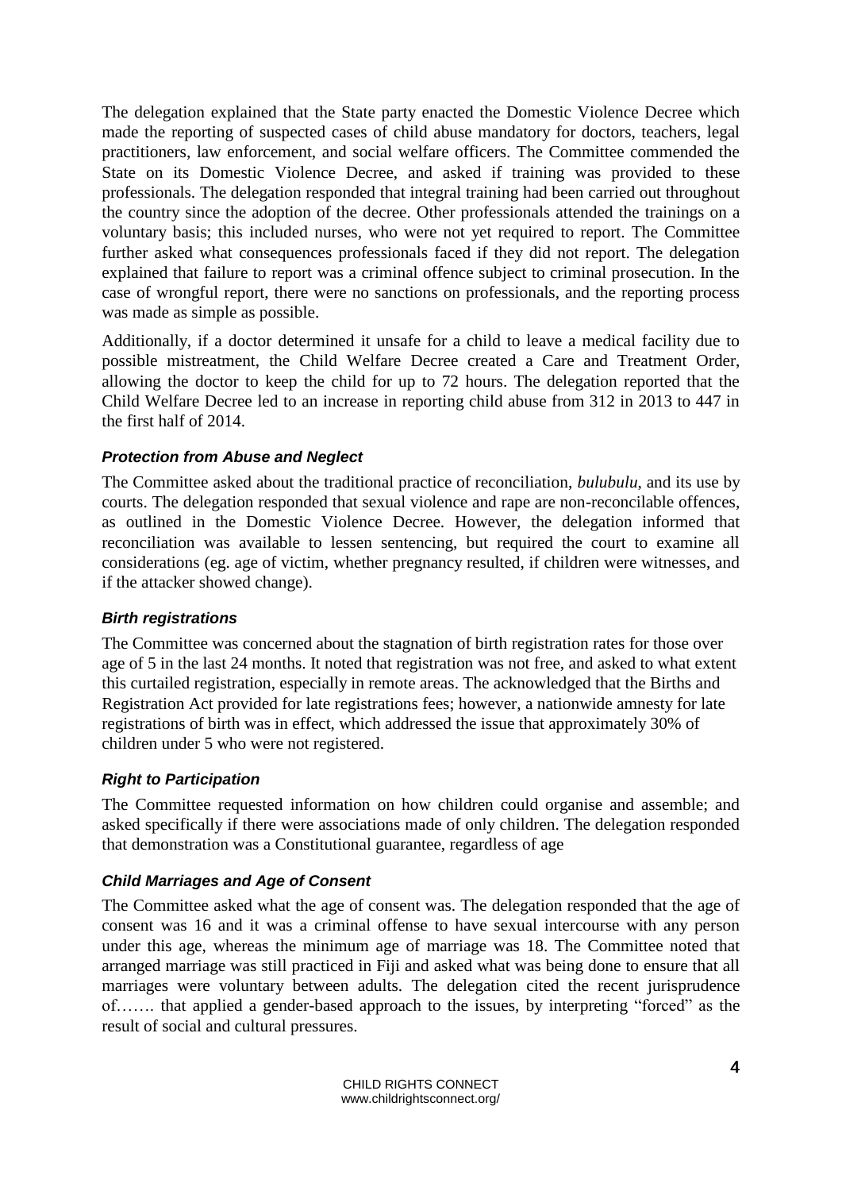The delegation explained that the State party enacted the Domestic Violence Decree which made the reporting of suspected cases of child abuse mandatory for doctors, teachers, legal practitioners, law enforcement, and social welfare officers. The Committee commended the State on its Domestic Violence Decree, and asked if training was provided to these professionals. The delegation responded that integral training had been carried out throughout the country since the adoption of the decree. Other professionals attended the trainings on a voluntary basis; this included nurses, who were not yet required to report. The Committee further asked what consequences professionals faced if they did not report. The delegation explained that failure to report was a criminal offence subject to criminal prosecution. In the case of wrongful report, there were no sanctions on professionals, and the reporting process was made as simple as possible.

Additionally, if a doctor determined it unsafe for a child to leave a medical facility due to possible mistreatment, the Child Welfare Decree created a Care and Treatment Order, allowing the doctor to keep the child for up to 72 hours. The delegation reported that the Child Welfare Decree led to an increase in reporting child abuse from 312 in 2013 to 447 in the first half of 2014.

#### ***Protection from Abuse and Neglect***

The Committee asked about the traditional practice of reconciliation, *bulubulu*, and its use by courts. The delegation responded that sexual violence and rape are non-reconcilable offences, as outlined in the Domestic Violence Decree. However, the delegation informed that reconciliation was available to lessen sentencing, but required the court to examine all considerations (eg. age of victim, whether pregnancy resulted, if children were witnesses, and if the attacker showed change).

#### ***Birth registrations***

The Committee was concerned about the stagnation of birth registration rates for those over age of 5 in the last 24 months. It noted that registration was not free, and asked to what extent this curtailed registration, especially in remote areas. The acknowledged that the Births and Registration Act provided for late registrations fees; however, a nationwide amnesty for late registrations of birth was in effect, which addressed the issue that approximately 30% of children under 5 who were not registered.

#### ***Right to Participation***

The Committee requested information on how children could organise and assemble; and asked specifically if there were associations made of only children. The delegation responded that demonstration was a Constitutional guarantee, regardless of age

#### ***Child Marriages and Age of Consent***

The Committee asked what the age of consent was. The delegation responded that the age of consent was 16 and it was a criminal offense to have sexual intercourse with any person under this age, whereas the minimum age of marriage was 18. The Committee noted that arranged marriage was still practiced in Fiji and asked what was being done to ensure that all marriages were voluntary between adults. The delegation cited the recent jurisprudence of……. that applied a gender-based approach to the issues, by interpreting "forced" as the result of social and cultural pressures.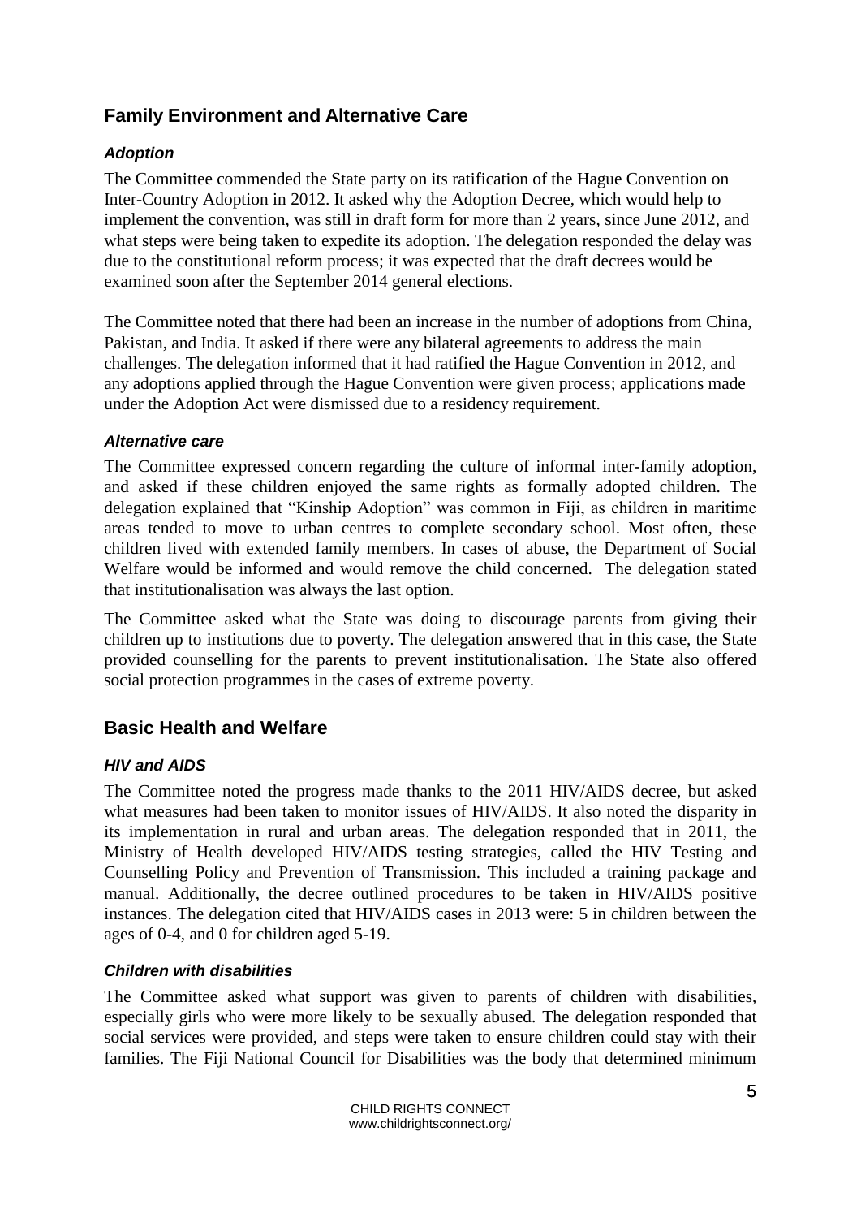## Family Environment and Alternative Care

### *Adoption*

The Committee commended the State party on its ratification of the Hague Convention on Inter-Country Adoption in 2012. It asked why the Adoption Decree, which would help to implement the convention, was still in draft form for more than 2 years, since June 2012, and what steps were being taken to expedite its adoption. The delegation responded the delay was due to the constitutional reform process; it was expected that the draft decrees would be examined soon after the September 2014 general elections.

The Committee noted that there had been an increase in the number of adoptions from China, Pakistan, and India. It asked if there were any bilateral agreements to address the main challenges. The delegation informed that it had ratified the Hague Convention in 2012, and any adoptions applied through the Hague Convention were given process; applications made under the Adoption Act were dismissed due to a residency requirement.

### *Alternative care*

The Committee expressed concern regarding the culture of informal inter-family adoption, and asked if these children enjoyed the same rights as formally adopted children. The delegation explained that "Kinship Adoption" was common in Fiji, as children in maritime areas tended to move to urban centres to complete secondary school. Most often, these children lived with extended family members. In cases of abuse, the Department of Social Welfare would be informed and would remove the child concerned. The delegation stated that institutionalisation was always the last option.

The Committee asked what the State was doing to discourage parents from giving their children up to institutions due to poverty. The delegation answered that in this case, the State provided counselling for the parents to prevent institutionalisation. The State also offered social protection programmes in the cases of extreme poverty.

## Basic Health and Welfare

### *HIV and AIDS*

The Committee noted the progress made thanks to the 2011 HIV/AIDS decree, but asked what measures had been taken to monitor issues of HIV/AIDS. It also noted the disparity in its implementation in rural and urban areas. The delegation responded that in 2011, the Ministry of Health developed HIV/AIDS testing strategies, called the HIV Testing and Counselling Policy and Prevention of Transmission. This included a training package and manual. Additionally, the decree outlined procedures to be taken in HIV/AIDS positive instances. The delegation cited that HIV/AIDS cases in 2013 were: 5 in children between the ages of 0-4, and 0 for children aged 5-19.

### *Children with disabilities*

The Committee asked what support was given to parents of children with disabilities, especially girls who were more likely to be sexually abused. The delegation responded that social services were provided, and steps were taken to ensure children could stay with their families. The Fiji National Council for Disabilities was the body that determined minimum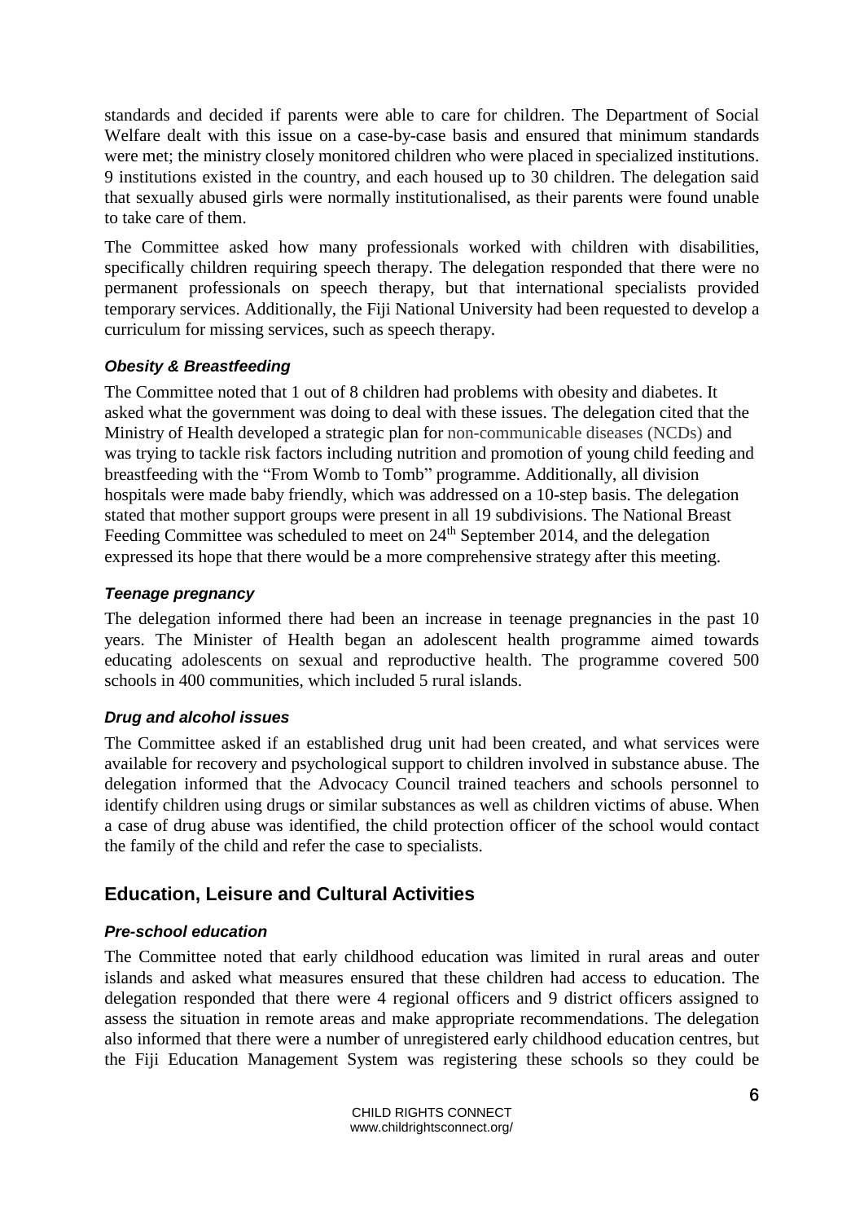standards and decided if parents were able to care for children. The Department of Social Welfare dealt with this issue on a case-by-case basis and ensured that minimum standards were met; the ministry closely monitored children who were placed in specialized institutions. 9 institutions existed in the country, and each housed up to 30 children. The delegation said that sexually abused girls were normally institutionalised, as their parents were found unable to take care of them.

The Committee asked how many professionals worked with children with disabilities, specifically children requiring speech therapy. The delegation responded that there were no permanent professionals on speech therapy, but that international specialists provided temporary services. Additionally, the Fiji National University had been requested to develop a curriculum for missing services, such as speech therapy.

### *Obesity & Breastfeeding*

The Committee noted that 1 out of 8 children had problems with obesity and diabetes. It asked what the government was doing to deal with these issues. The delegation cited that the Ministry of Health developed a strategic plan for non-communicable diseases (NCDs) and was trying to tackle risk factors including nutrition and promotion of young child feeding and breastfeeding with the "From Womb to Tomb" programme. Additionally, all division hospitals were made baby friendly, which was addressed on a 10-step basis. The delegation stated that mother support groups were present in all 19 subdivisions. The National Breast Feeding Committee was scheduled to meet on 24th September 2014, and the delegation expressed its hope that there would be a more comprehensive strategy after this meeting.

### *Teenage pregnancy*

The delegation informed there had been an increase in teenage pregnancies in the past 10 years. The Minister of Health began an adolescent health programme aimed towards educating adolescents on sexual and reproductive health. The programme covered 500 schools in 400 communities, which included 5 rural islands.

### *Drug and alcohol issues*

The Committee asked if an established drug unit had been created, and what services were available for recovery and psychological support to children involved in substance abuse. The delegation informed that the Advocacy Council trained teachers and schools personnel to identify children using drugs or similar substances as well as children victims of abuse. When a case of drug abuse was identified, the child protection officer of the school would contact the family of the child and refer the case to specialists.

## Education, Leisure and Cultural Activities

### *Pre-school education*

The Committee noted that early childhood education was limited in rural areas and outer islands and asked what measures ensured that these children had access to education. The delegation responded that there were 4 regional officers and 9 district officers assigned to assess the situation in remote areas and make appropriate recommendations. The delegation also informed that there were a number of unregistered early childhood education centres, but the Fiji Education Management System was registering these schools so they could be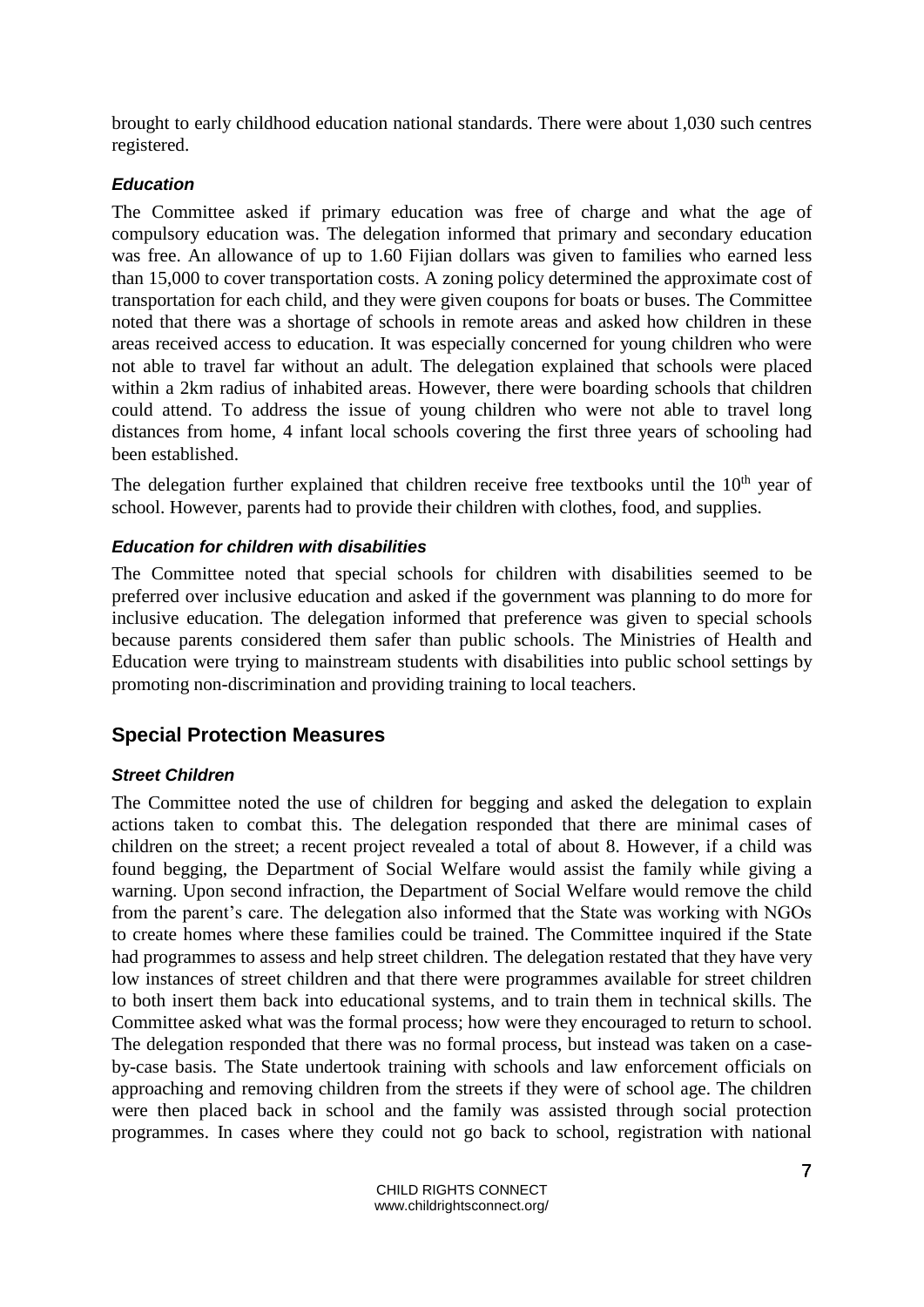brought to early childhood education national standards. There were about 1,030 such centres registered.

### *Education*

The Committee asked if primary education was free of charge and what the age of compulsory education was. The delegation informed that primary and secondary education was free. An allowance of up to 1.60 Fijian dollars was given to families who earned less than 15,000 to cover transportation costs. A zoning policy determined the approximate cost of transportation for each child, and they were given coupons for boats or buses. The Committee noted that there was a shortage of schools in remote areas and asked how children in these areas received access to education. It was especially concerned for young children who were not able to travel far without an adult. The delegation explained that schools were placed within a 2km radius of inhabited areas. However, there were boarding schools that children could attend. To address the issue of young children who were not able to travel long distances from home, 4 infant local schools covering the first three years of schooling had been established.

The delegation further explained that children receive free textbooks until the 10th year of school. However, parents had to provide their children with clothes, food, and supplies.

### *Education for children with disabilities*

The Committee noted that special schools for children with disabilities seemed to be preferred over inclusive education and asked if the government was planning to do more for inclusive education. The delegation informed that preference was given to special schools because parents considered them safer than public schools. The Ministries of Health and Education were trying to mainstream students with disabilities into public school settings by promoting non-discrimination and providing training to local teachers.

## Special Protection Measures

### *Street Children*

The Committee noted the use of children for begging and asked the delegation to explain actions taken to combat this. The delegation responded that there are minimal cases of children on the street; a recent project revealed a total of about 8. However, if a child was found begging, the Department of Social Welfare would assist the family while giving a warning. Upon second infraction, the Department of Social Welfare would remove the child from the parent's care. The delegation also informed that the State was working with NGOs to create homes where these families could be trained. The Committee inquired if the State had programmes to assess and help street children. The delegation restated that they have very low instances of street children and that there were programmes available for street children to both insert them back into educational systems, and to train them in technical skills. The Committee asked what was the formal process; how were they encouraged to return to school. The delegation responded that there was no formal process, but instead was taken on a case-by-case basis. The State undertook training with schools and law enforcement officials on approaching and removing children from the streets if they were of school age. The children were then placed back in school and the family was assisted through social protection programmes. In cases where they could not go back to school, registration with national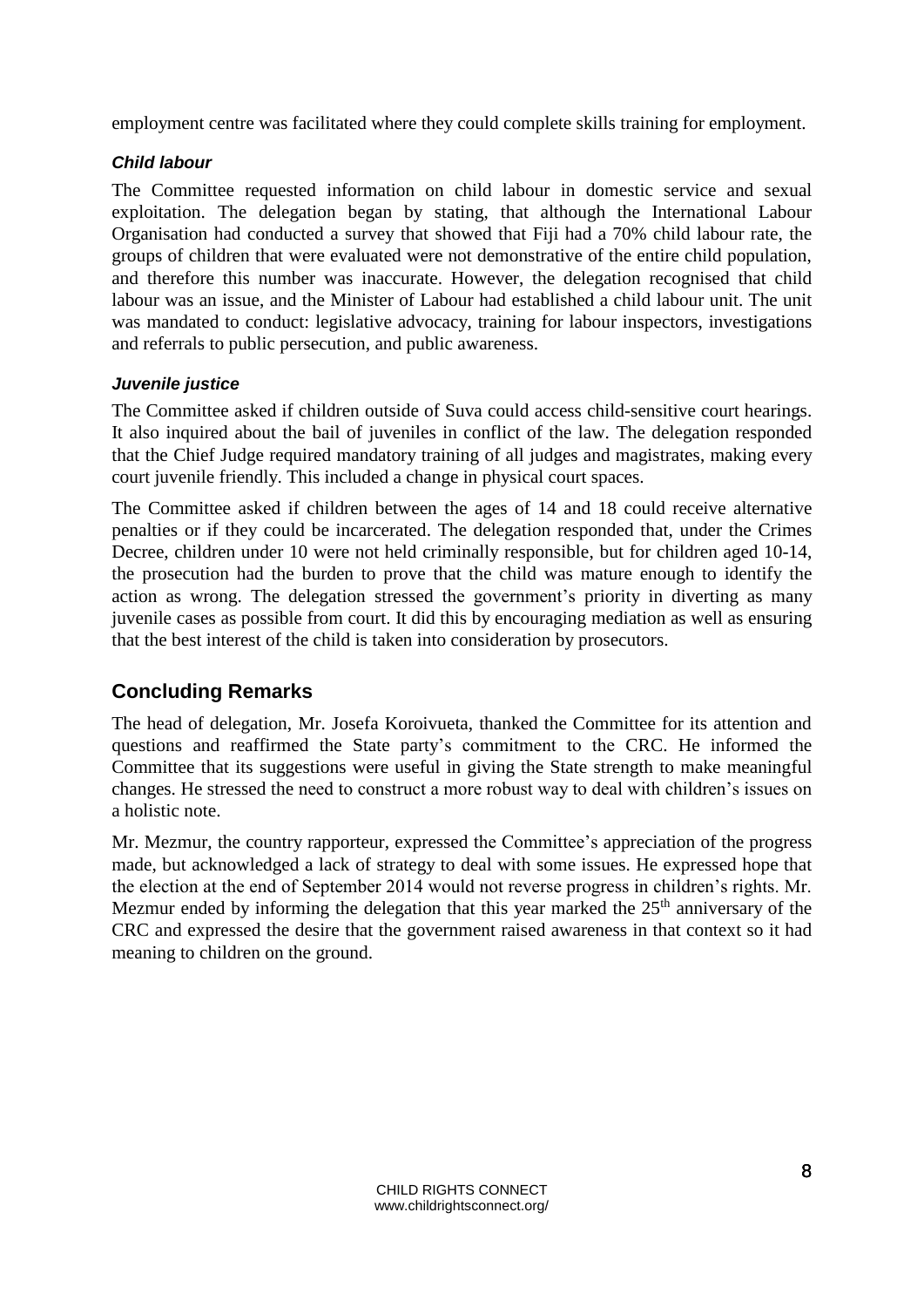employment centre was facilitated where they could complete skills training for employment.

### *Child labour*

The Committee requested information on child labour in domestic service and sexual exploitation. The delegation began by stating, that although the International Labour Organisation had conducted a survey that showed that Fiji had a 70% child labour rate, the groups of children that were evaluated were not demonstrative of the entire child population, and therefore this number was inaccurate. However, the delegation recognised that child labour was an issue, and the Minister of Labour had established a child labour unit. The unit was mandated to conduct: legislative advocacy, training for labour inspectors, investigations and referrals to public persecution, and public awareness.

### *Juvenile justice*

The Committee asked if children outside of Suva could access child-sensitive court hearings. It also inquired about the bail of juveniles in conflict of the law. The delegation responded that the Chief Judge required mandatory training of all judges and magistrates, making every court juvenile friendly. This included a change in physical court spaces.

The Committee asked if children between the ages of 14 and 18 could receive alternative penalties or if they could be incarcerated. The delegation responded that, under the Crimes Decree, children under 10 were not held criminally responsible, but for children aged 10-14, the prosecution had the burden to prove that the child was mature enough to identify the action as wrong. The delegation stressed the government's priority in diverting as many juvenile cases as possible from court. It did this by encouraging mediation as well as ensuring that the best interest of the child is taken into consideration by prosecutors.

## Concluding Remarks

The head of delegation, Mr. Josefa Koroivueta, thanked the Committee for its attention and questions and reaffirmed the State party's commitment to the CRC. He informed the Committee that its suggestions were useful in giving the State strength to make meaningful changes. He stressed the need to construct a more robust way to deal with children's issues on a holistic note.

Mr. Mezmur, the country rapporteur, expressed the Committee's appreciation of the progress made, but acknowledged a lack of strategy to deal with some issues. He expressed hope that the election at the end of September 2014 would not reverse progress in children's rights. Mr. Mezmur ended by informing the delegation that this year marked the 25th anniversary of the CRC and expressed the desire that the government raised awareness in that context so it had meaning to children on the ground.